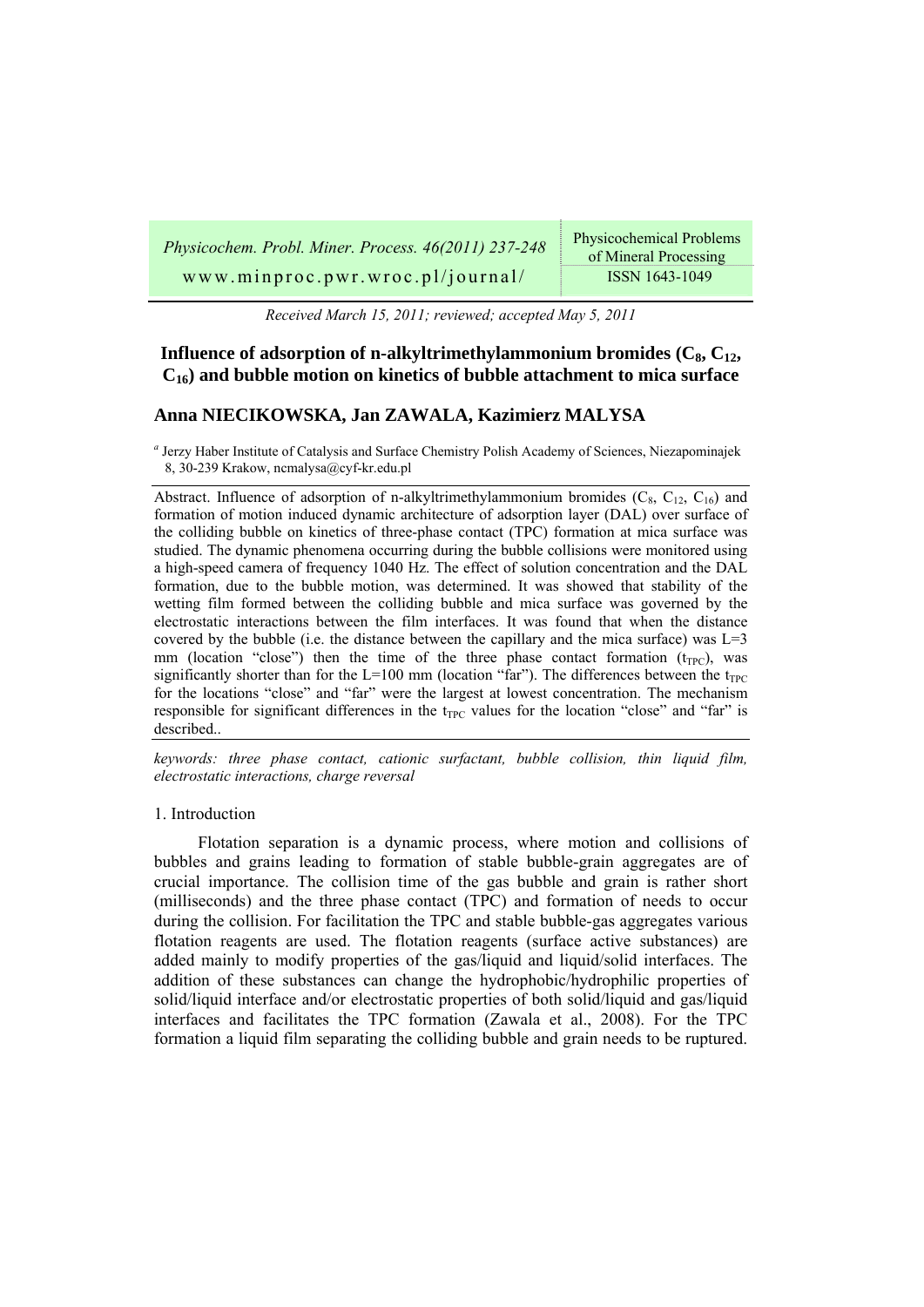*Received March 15, 2011; reviewed; accepted May 5, 2011*

# Influence of adsorption of n-alkyltrimethylammonium bromides ($C_8$, $C_{12}$, $C_{16}$) and bubble motion on kinetics of bubble attachment to mica surface

## Anna NIECIKOWSKA, Jan ZAWALA, Kazimierz MALYSA

[a] Jerzy Haber Institute of Catalysis and Surface Chemistry Polish Academy of Sciences, Niezapominajek 8, 30-239 Krakow, ncmalysa@cyf-kr.edu.pl

Abstract. Influence of adsorption of n-alkyltrimethylammonium bromides ($C_8$, $C_{12}$, $C_{16}$) and formation of motion induced dynamic architecture of adsorption layer (DAL) over surface of the colliding bubble on kinetics of three-phase contact (TPC) formation at mica surface was studied. The dynamic phenomena occurring during the bubble collisions were monitored using a high-speed camera of frequency 1040 Hz. The effect of solution concentration and the DAL formation, due to the bubble motion, was determined. It was showed that stability of the wetting film formed between the colliding bubble and mica surface was governed by the electrostatic interactions between the film interfaces. It was found that when the distance covered by the bubble (i.e. the distance between the capillary and the mica surface) was L=3 mm (location "close") then the time of the three phase contact formation ($t_{TPC}$), was significantly shorter than for the L=100 mm (location "far"). The differences between the $t_{TPC}$ for the locations "close" and "far" were the largest at lowest concentration. The mechanism responsible for significant differences in the $t_{TPC}$ values for the location "close" and "far" is described..

*keywords: three phase contact, cationic surfactant, bubble collision, thin liquid film, electrostatic interactions, charge reversal*

## 1. Introduction

Flotation separation is a dynamic process, where motion and collisions of bubbles and grains leading to formation of stable bubble-grain aggregates are of crucial importance. The collision time of the gas bubble and grain is rather short (milliseconds) and the three phase contact (TPC) and formation of needs to occur during the collision. For facilitation the TPC and stable bubble-gas aggregates various flotation reagents are used. The flotation reagents (surface active substances) are added mainly to modify properties of the gas/liquid and liquid/solid interfaces. The addition of these substances can change the hydrophobic/hydrophilic properties of solid/liquid interface and/or electrostatic properties of both solid/liquid and gas/liquid interfaces and facilitates the TPC formation (Zawala et al., 2008). For the TPC formation a liquid film separating the colliding bubble and grain needs to be ruptured.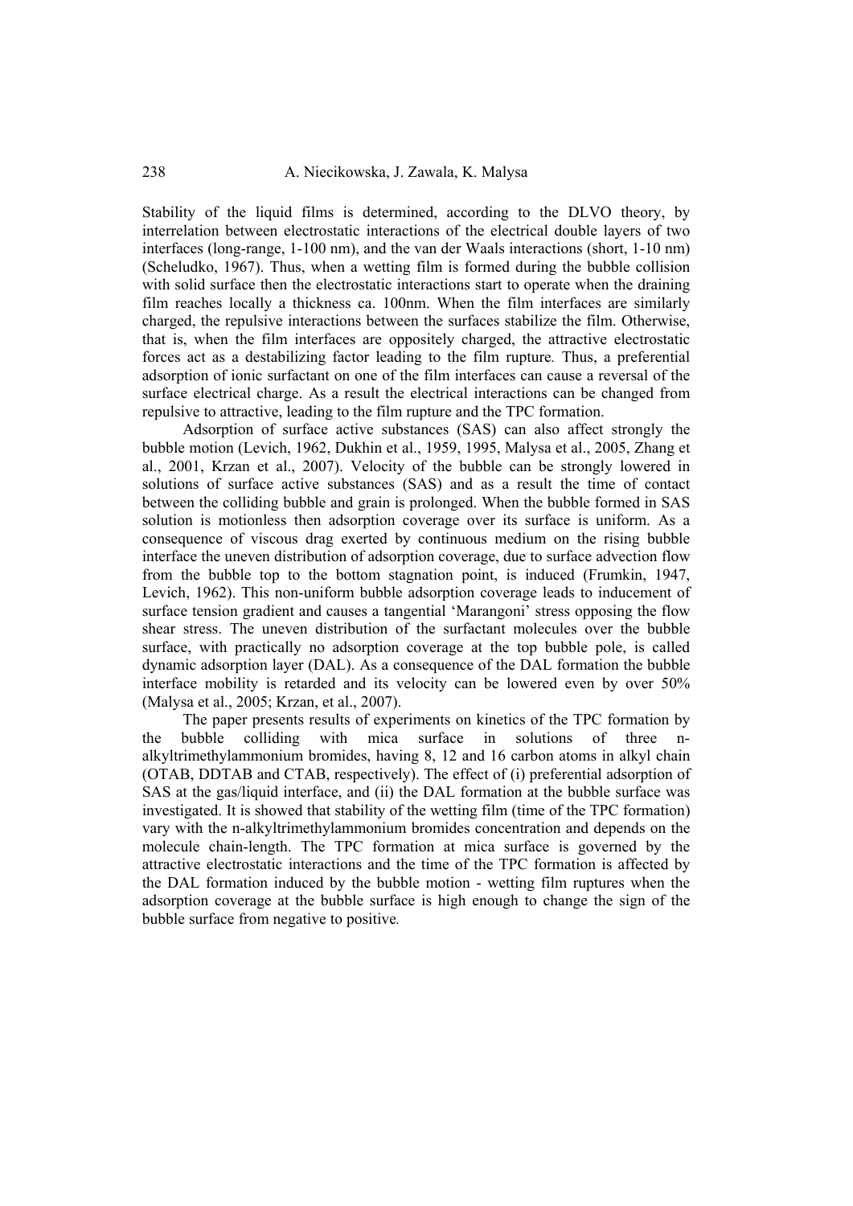Stability of the liquid films is determined, according to the DLVO theory, by interrelation between electrostatic interactions of the electrical double layers of two interfaces (long-range, 1-100 nm), and the van der Waals interactions (short, 1-10 nm) (Scheludko, 1967). Thus, when a wetting film is formed during the bubble collision with solid surface then the electrostatic interactions start to operate when the draining film reaches locally a thickness ca. 100nm. When the film interfaces are similarly charged, the repulsive interactions between the surfaces stabilize the film. Otherwise, that is, when the film interfaces are oppositely charged, the attractive electrostatic forces act as a destabilizing factor leading to the film rupture. Thus, a preferential adsorption of ionic surfactant on one of the film interfaces can cause a reversal of the surface electrical charge. As a result the electrical interactions can be changed from repulsive to attractive, leading to the film rupture and the TPC formation.

Adsorption of surface active substances (SAS) can also affect strongly the bubble motion (Levich, 1962, Dukhin et al., 1959, 1995, Malysa et al., 2005, Zhang et al., 2001, Krzan et al., 2007). Velocity of the bubble can be strongly lowered in solutions of surface active substances (SAS) and as a result the time of contact between the colliding bubble and grain is prolonged. When the bubble formed in SAS solution is motionless then adsorption coverage over its surface is uniform. As a consequence of viscous drag exerted by continuous medium on the rising bubble interface the uneven distribution of adsorption coverage, due to surface advection flow from the bubble top to the bottom stagnation point, is induced (Frumkin, 1947, Levich, 1962). This non-uniform bubble adsorption coverage leads to inducement of surface tension gradient and causes a tangential 'Marangoni' stress opposing the flow shear stress. The uneven distribution of the surfactant molecules over the bubble surface, with practically no adsorption coverage at the top bubble pole, is called dynamic adsorption layer (DAL). As a consequence of the DAL formation the bubble interface mobility is retarded and its velocity can be lowered even by over 50% (Malysa et al., 2005; Krzan, et al., 2007).

The paper presents results of experiments on kinetics of the TPC formation by the bubble colliding with mica surface in solutions of three n-alkyltrimethylammonium bromides, having 8, 12 and 16 carbon atoms in alkyl chain (OTAB, DDTAB and CTAB, respectively). The effect of (i) preferential adsorption of SAS at the gas/liquid interface, and (ii) the DAL formation at the bubble surface was investigated. It is showed that stability of the wetting film (time of the TPC formation) vary with the n-alkyltrimethylammonium bromides concentration and depends on the molecule chain-length. The TPC formation at mica surface is governed by the attractive electrostatic interactions and the time of the TPC formation is affected by the DAL formation induced by the bubble motion - wetting film ruptures when the adsorption coverage at the bubble surface is high enough to change the sign of the bubble surface from negative to positive.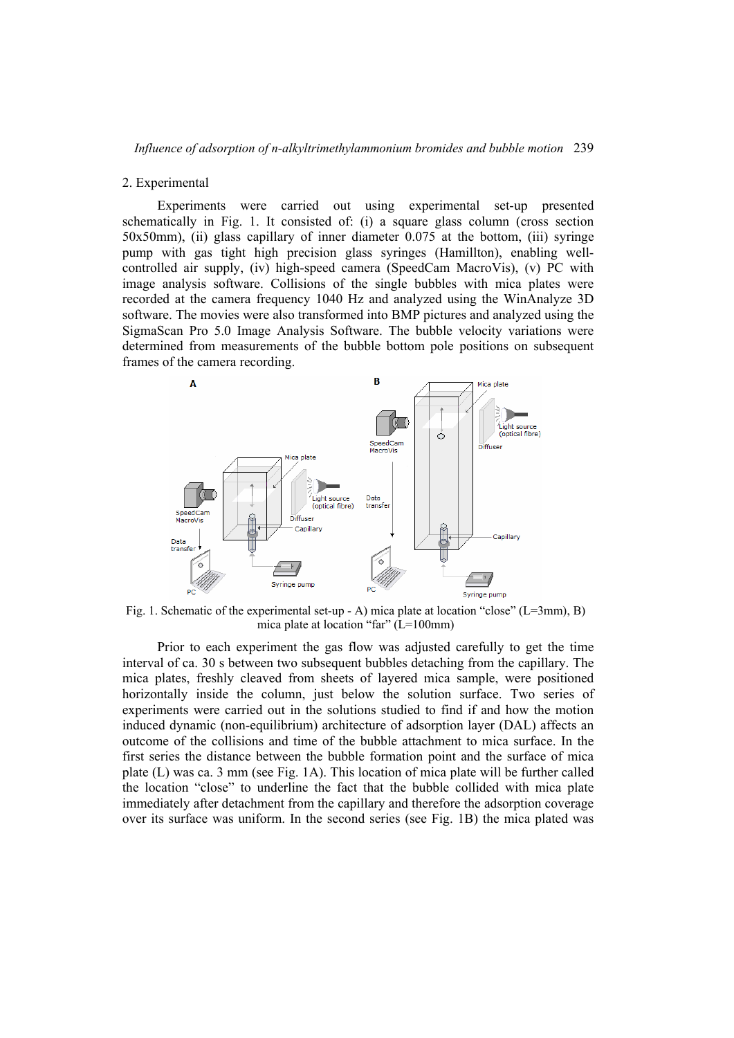## 2. Experimental

Experiments were carried out using experimental set-up presented schematically in Fig. 1. It consisted of: (i) a square glass column (cross section 50x50mm), (ii) glass capillary of inner diameter 0.075 at the bottom, (iii) syringe pump with gas tight high precision glass syringes (Hamillton), enabling well-controlled air supply, (iv) high-speed camera (SpeedCam MacroVis), (v) PC with image analysis software. Collisions of the single bubbles with mica plates were recorded at the camera frequency 1040 Hz and analyzed using the WinAnalyze 3D software. The movies were also transformed into BMP pictures and analyzed using the SigmaScan Pro 5.0 Image Analysis Software. The bubble velocity variations were determined from measurements of the bubble bottom pole positions on subsequent frames of the camera recording.

Fig. 1. Schematic of the experimental set-up - A) mica plate at location "close" (L=3mm), B) mica plate at location "far" (L=100mm)

Prior to each experiment the gas flow was adjusted carefully to get the time interval of ca. 30 s between two subsequent bubbles detaching from the capillary. The mica plates, freshly cleaved from sheets of layered mica sample, were positioned horizontally inside the column, just below the solution surface. Two series of experiments were carried out in the solutions studied to find if and how the motion induced dynamic (non-equilibrium) architecture of adsorption layer (DAL) affects an outcome of the collisions and time of the bubble attachment to mica surface. In the first series the distance between the bubble formation point and the surface of mica plate (L) was ca. 3 mm (see Fig. 1A). This location of mica plate will be further called the location "close" to underline the fact that the bubble collided with mica plate immediately after detachment from the capillary and therefore the adsorption coverage over its surface was uniform. In the second series (see Fig. 1B) the mica plated was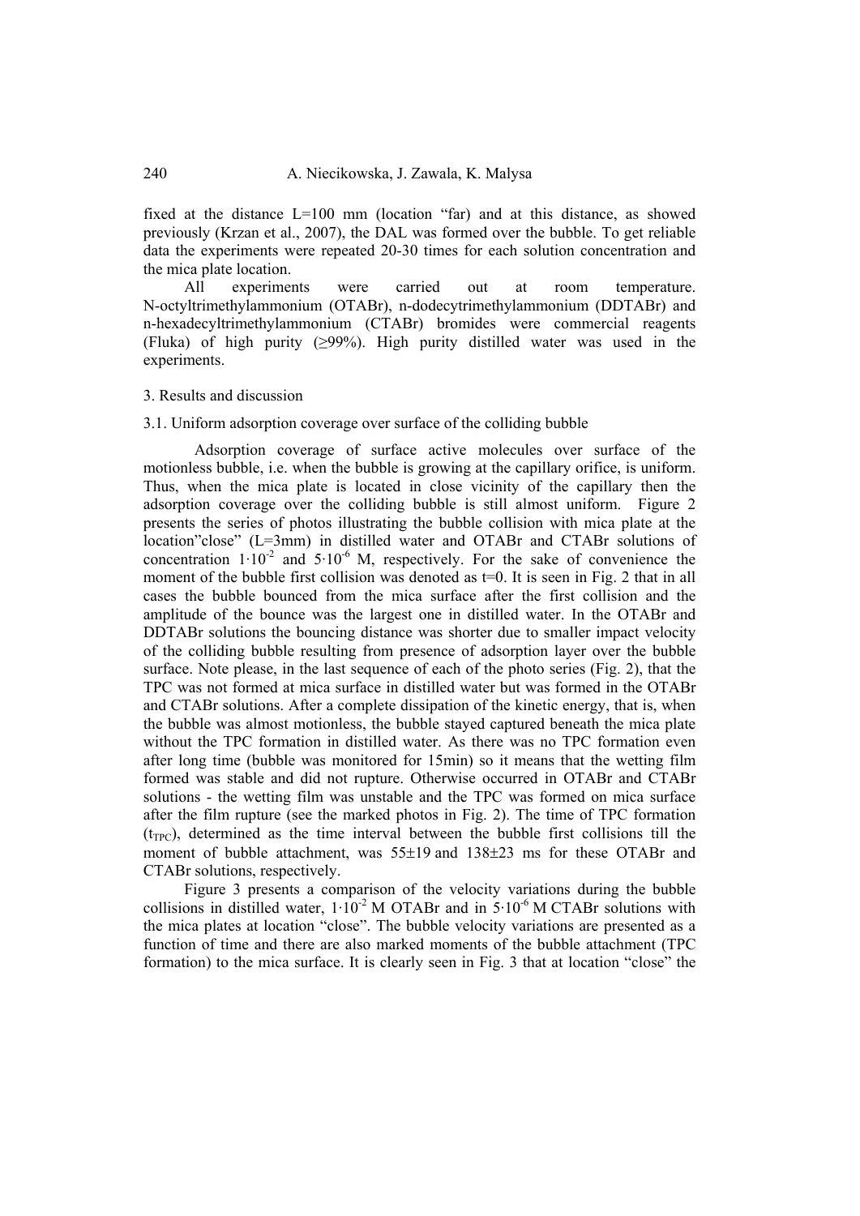fixed at the distance L=100 mm (location “far) and at this distance, as showed previously (Krzan et al., 2007), the DAL was formed over the bubble. To get reliable data the experiments were repeated 20-30 times for each solution concentration and the mica plate location.

All experiments were carried out at room temperature. N-octyltrimethylammonium (OTABr), n-dodecytrimethylammonium (DDTABr) and n-hexadecyltrimethylammonium (CTABr) bromides were commercial reagents (Fluka) of high purity (≥99%). High purity distilled water was used in the experiments.

## 3. Results and discussion

### 3.1. Uniform adsorption coverage over surface of the colliding bubble

Adsorption coverage of surface active molecules over surface of the motionless bubble, i.e. when the bubble is growing at the capillary orifice, is uniform. Thus, when the mica plate is located in close vicinity of the capillary then the adsorption coverage over the colliding bubble is still almost uniform. Figure 2 presents the series of photos illustrating the bubble collision with mica plate at the location”close” (L=3mm) in distilled water and OTABr and CTABr solutions of concentration $1\cdot10^{-2}$ and $5\cdot10^{-6}$ M, respectively. For the sake of convenience the moment of the bubble first collision was denoted as t=0. It is seen in Fig. 2 that in all cases the bubble bounced from the mica surface after the first collision and the amplitude of the bounce was the largest one in distilled water. In the OTABr and DDTABr solutions the bouncing distance was shorter due to smaller impact velocity of the colliding bubble resulting from presence of adsorption layer over the bubble surface. Note please, in the last sequence of each of the photo series (Fig. 2), that the TPC was not formed at mica surface in distilled water but was formed in the OTABr and CTABr solutions. After a complete dissipation of the kinetic energy, that is, when the bubble was almost motionless, the bubble stayed captured beneath the mica plate without the TPC formation in distilled water. As there was no TPC formation even after long time (bubble was monitored for 15min) so it means that the wetting film formed was stable and did not rupture. Otherwise occurred in OTABr and CTABr solutions - the wetting film was unstable and the TPC was formed on mica surface after the film rupture (see the marked photos in Fig. 2). The time of TPC formation ($t_{TPC}$), determined as the time interval between the bubble first collisions till the moment of bubble attachment, was 55±19 and 138±23 ms for these OTABr and CTABr solutions, respectively.

Figure 3 presents a comparison of the velocity variations during the bubble collisions in distilled water, $1\cdot10^{-2}$ M OTABr and in $5\cdot10^{-6}$ M CTABr solutions with the mica plates at location “close”. The bubble velocity variations are presented as a function of time and there are also marked moments of the bubble attachment (TPC formation) to the mica surface. It is clearly seen in Fig. 3 that at location “close” the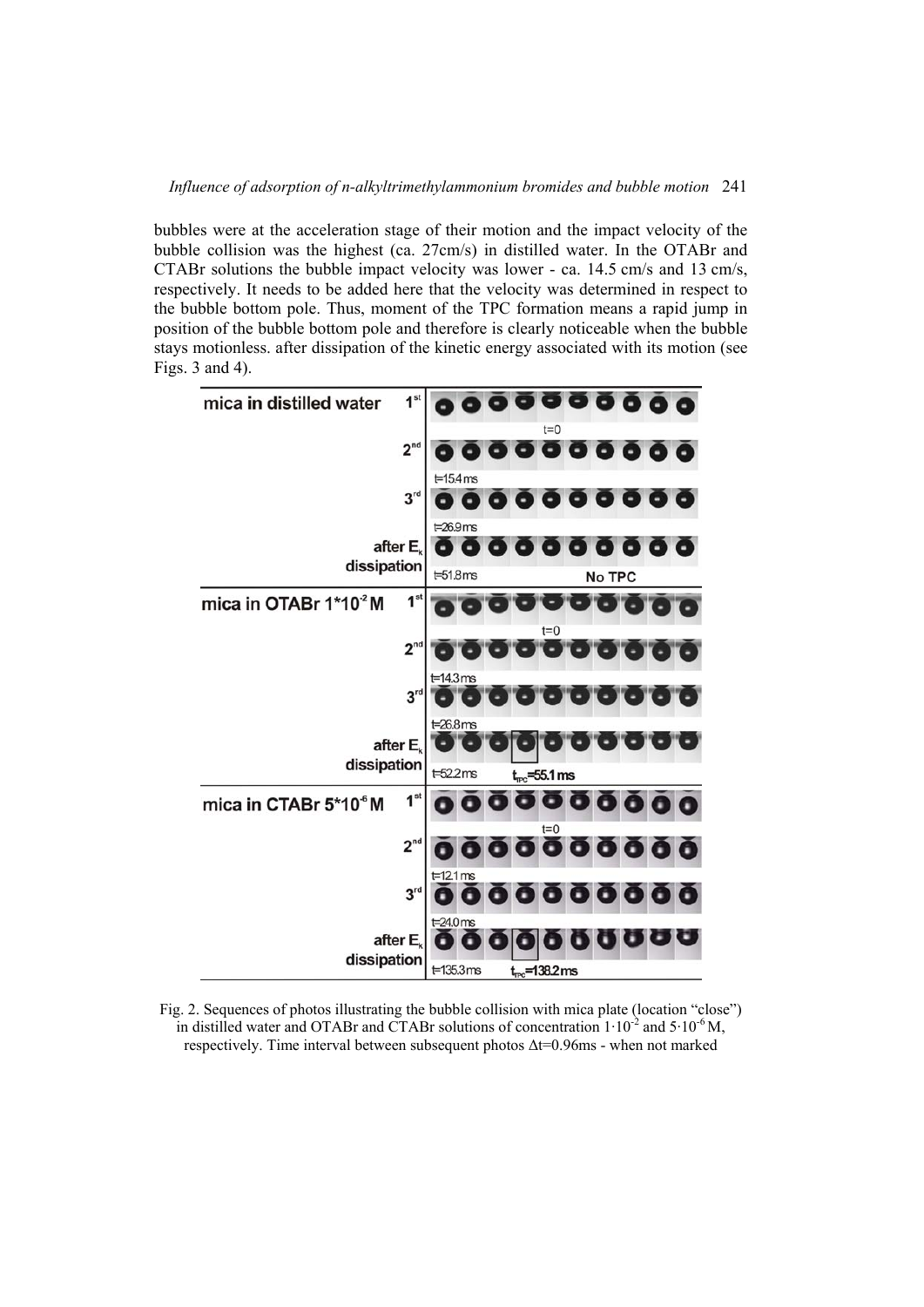bubbles were at the acceleration stage of their motion and the impact velocity of the bubble collision was the highest (ca. 27cm/s) in distilled water. In the OTABr and CTABr solutions the bubble impact velocity was lower - ca. 14.5 cm/s and 13 cm/s, respectively. It needs to be added here that the velocity was determined in respect to the bubble bottom pole. Thus, moment of the TPC formation means a rapid jump in position of the bubble bottom pole and therefore is clearly noticeable when the bubble stays motionless. after dissipation of the kinetic energy associated with its motion (see Figs. 3 and 4).

Fig. 2. Sequences of photos illustrating the bubble collision with mica plate (location "close") in distilled water and OTABr and CTABr solutions of concentration $1 \cdot 10^{-2}$ and $5 \cdot 10^{-6}$ M, respectively. Time interval between subsequent photos $\Delta t$=0.96ms - when not marked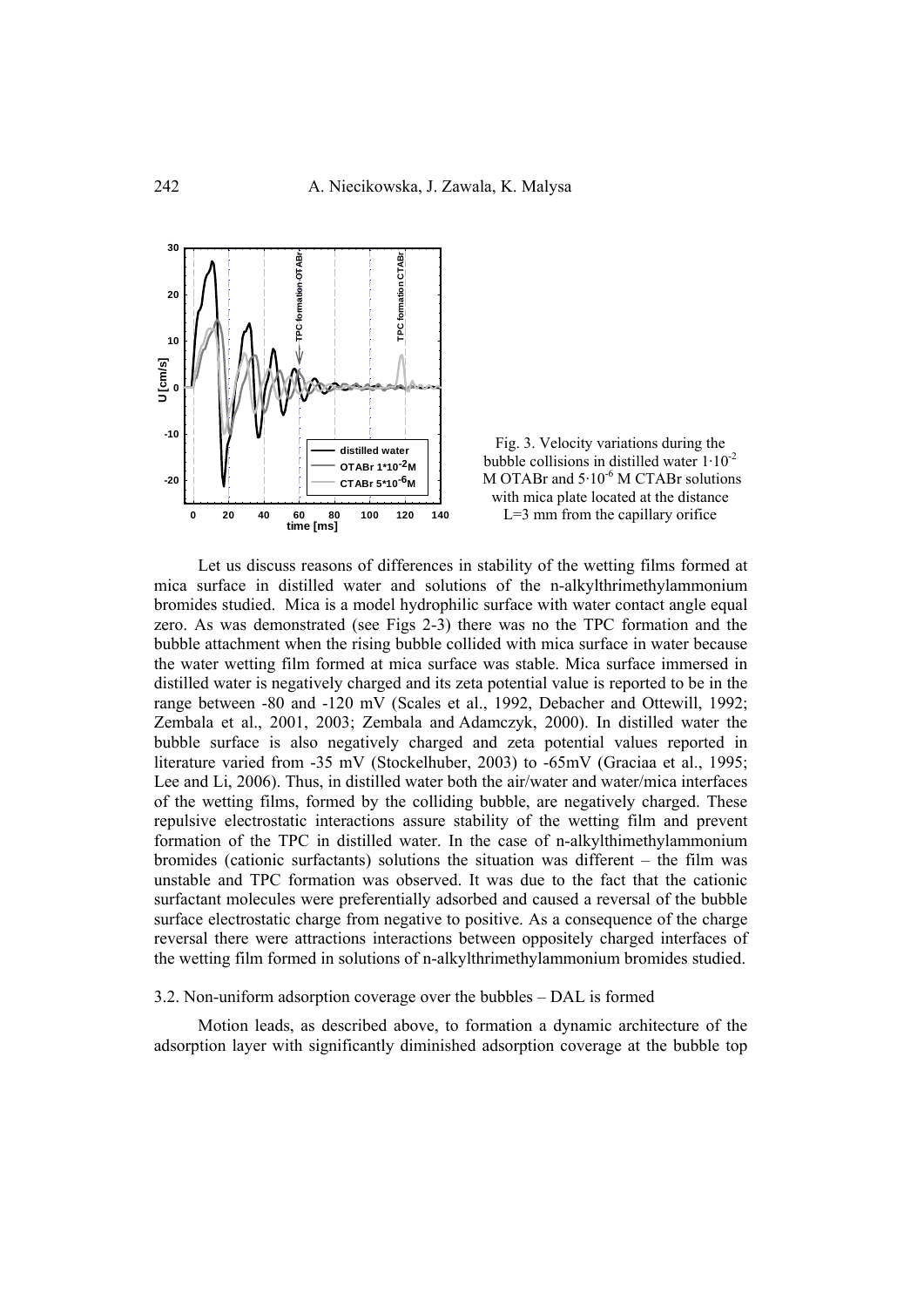Fig. 3. Velocity variations during the bubble collisions in distilled water $1 \cdot 10^{-2}$ M OTABr and $5 \cdot 10^{-6}$ M CTABr solutions with mica plate located at the distance L=3 mm from the capillary orifice

Let us discuss reasons of differences in stability of the wetting films formed at mica surface in distilled water and solutions of the n-alkylthrimethylammonium bromides studied. Mica is a model hydrophilic surface with water contact angle equal zero. As was demonstrated (see Figs 2-3) there was no the TPC formation and the bubble attachment when the rising bubble collided with mica surface in water because the water wetting film formed at mica surface was stable. Mica surface immersed in distilled water is negatively charged and its zeta potential value is reported to be in the range between -80 and -120 mV (Scales et al., 1992, Debacher and Ottewill, 1992; Zembala et al., 2001, 2003; Zembala and Adamczyk, 2000). In distilled water the bubble surface is also negatively charged and zeta potential values reported in literature varied from -35 mV (Stockelhuber, 2003) to -65mV (Graciaa et al., 1995; Lee and Li, 2006). Thus, in distilled water both the air/water and water/mica interfaces of the wetting films, formed by the colliding bubble, are negatively charged. These repulsive electrostatic interactions assure stability of the wetting film and prevent formation of the TPC in distilled water. In the case of n-alkylthimethylammonium bromides (cationic surfactants) solutions the situation was different – the film was unstable and TPC formation was observed. It was due to the fact that the cationic surfactant molecules were preferentially adsorbed and caused a reversal of the bubble surface electrostatic charge from negative to positive. As a consequence of the charge reversal there were attractions interactions between oppositely charged interfaces of the wetting film formed in solutions of n-alkylthrimethylammonium bromides studied.

### 3.2. Non-uniform adsorption coverage over the bubbles – DAL is formed

Motion leads, as described above, to formation a dynamic architecture of the adsorption layer with significantly diminished adsorption coverage at the bubble top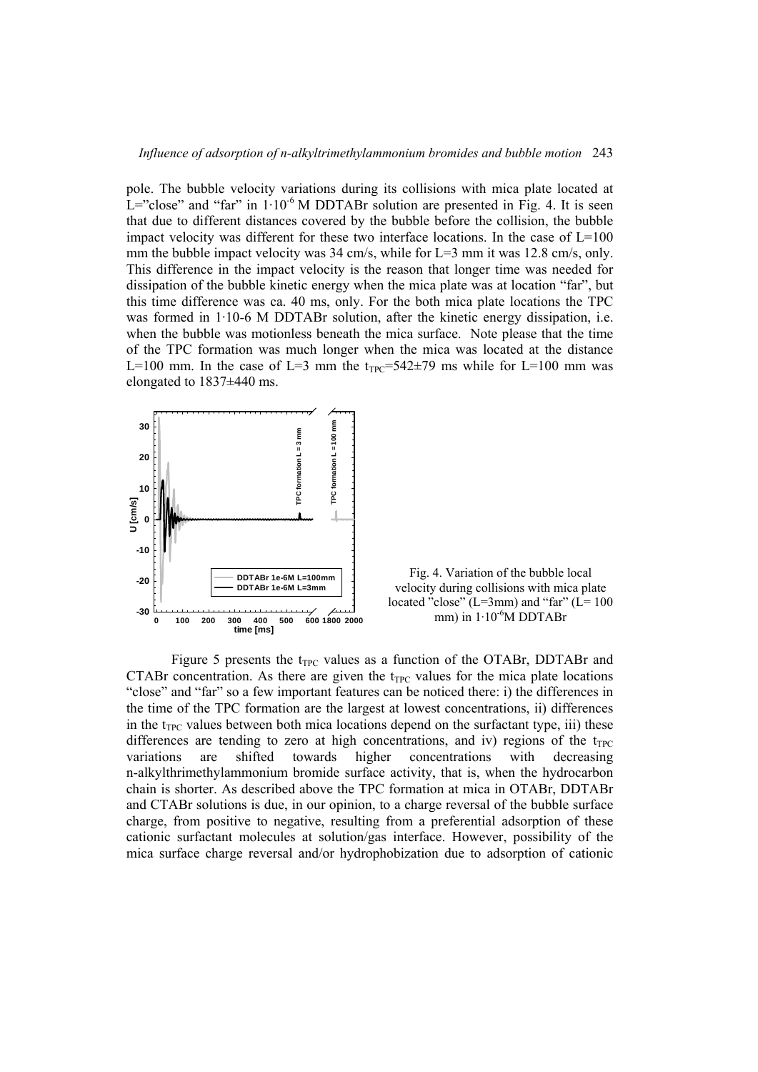pole. The bubble velocity variations during its collisions with mica plate located at L="close" and "far" in $1 \cdot 10^{-6}$ M DDTABr solution are presented in Fig. 4. It is seen that due to different distances covered by the bubble before the collision, the bubble impact velocity was different for these two interface locations. In the case of L=100 mm the bubble impact velocity was 34 cm/s, while for L=3 mm it was 12.8 cm/s, only. This difference in the impact velocity is the reason that longer time was needed for dissipation of the bubble kinetic energy when the mica plate was at location "far", but this time difference was ca. 40 ms, only. For the both mica plate locations the TPC was formed in 1·10-6 M DDTABr solution, after the kinetic energy dissipation, i.e. when the bubble was motionless beneath the mica surface. Note please that the time of the TPC formation was much longer when the mica was located at the distance L=100 mm. In the case of L=3 mm the $t_{TPC}$=542±79 ms while for L=100 mm was elongated to 1837±440 ms.

Fig. 4. Variation of the bubble local velocity during collisions with mica plate located "close" (L=3mm) and "far" (L= 100 mm) in $1 \cdot 10^{-6}$M DDTABr

Figure 5 presents the $t_{TPC}$ values as a function of the OTABr, DDTABr and CTABr concentration. As there are given the $t_{TPC}$ values for the mica plate locations "close" and "far" so a few important features can be noticed there: i) the differences in the time of the TPC formation are the largest at lowest concentrations, ii) differences in the $t_{TPC}$ values between both mica locations depend on the surfactant type, iii) these differences are tending to zero at high concentrations, and iv) regions of the $t_{TPC}$ variations are shifted towards higher concentrations with decreasing n-alkylthrimethylammonium bromide surface activity, that is, when the hydrocarbon chain is shorter. As described above the TPC formation at mica in OTABr, DDTABr and CTABr solutions is due, in our opinion, to a charge reversal of the bubble surface charge, from positive to negative, resulting from a preferential adsorption of these cationic surfactant molecules at solution/gas interface. However, possibility of the mica surface charge reversal and/or hydrophobization due to adsorption of cationic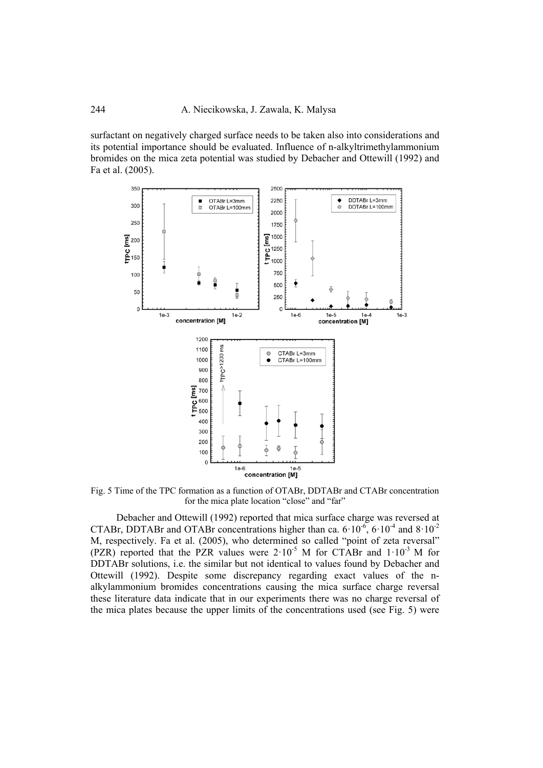surfactant on negatively charged surface needs to be taken also into considerations and its potential importance should be evaluated. Influence of n-alkyltrimethylammonium bromides on the mica zeta potential was studied by Debacher and Ottewill (1992) and Fa et al. (2005).

Fig. 5 Time of the TPC formation as a function of OTABr, DDTABr and CTABr concentration for the mica plate location "close" and "far"

Debacher and Ottewill (1992) reported that mica surface charge was reversed at CTABr, DDTABr and OTABr concentrations higher than ca. $6 \cdot 10^{-6}$, $6 \cdot 10^{-4}$ and $8 \cdot 10^{-2}$ M, respectively. Fa et al. (2005), who determined so called "point of zeta reversal" (PZR) reported that the PZR values were $2 \cdot 10^{-5}$ M for CTABr and $1 \cdot 10^{-3}$ M for DDTABr solutions, i.e. the similar but not identical to values found by Debacher and Ottewill (1992). Despite some discrepancy regarding exact values of the n-alkylammonium bromides concentrations causing the mica surface charge reversal these literature data indicate that in our experiments there was no charge reversal of the mica plates because the upper limits of the concentrations used (see Fig. 5) were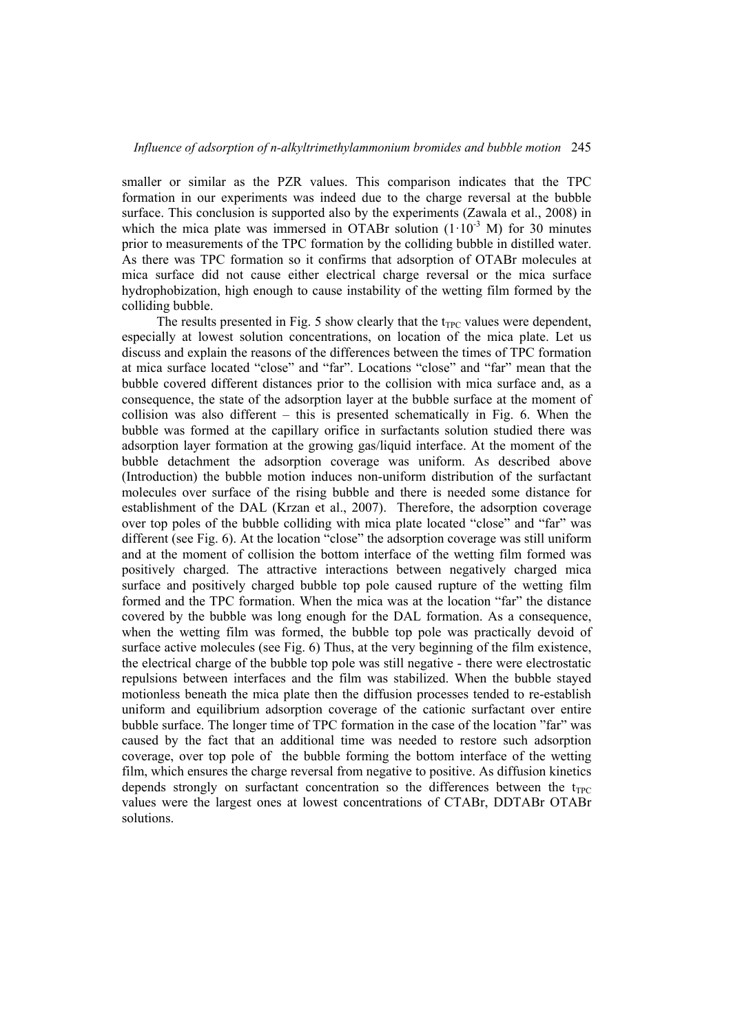smaller or similar as the PZR values. This comparison indicates that the TPC formation in our experiments was indeed due to the charge reversal at the bubble surface. This conclusion is supported also by the experiments (Zawala et al., 2008) in which the mica plate was immersed in OTABr solution ($1 \cdot 10^{-3}$ M) for 30 minutes prior to measurements of the TPC formation by the colliding bubble in distilled water. As there was TPC formation so it confirms that adsorption of OTABr molecules at mica surface did not cause either electrical charge reversal or the mica surface hydrophobization, high enough to cause instability of the wetting film formed by the colliding bubble.

The results presented in Fig. 5 show clearly that the $t_{TPC}$ values were dependent, especially at lowest solution concentrations, on location of the mica plate. Let us discuss and explain the reasons of the differences between the times of TPC formation at mica surface located "close" and "far". Locations "close" and "far" mean that the bubble covered different distances prior to the collision with mica surface and, as a consequence, the state of the adsorption layer at the bubble surface at the moment of collision was also different – this is presented schematically in Fig. 6. When the bubble was formed at the capillary orifice in surfactants solution studied there was adsorption layer formation at the growing gas/liquid interface. At the moment of the bubble detachment the adsorption coverage was uniform. As described above (Introduction) the bubble motion induces non-uniform distribution of the surfactant molecules over surface of the rising bubble and there is needed some distance for establishment of the DAL (Krzan et al., 2007). Therefore, the adsorption coverage over top poles of the bubble colliding with mica plate located "close" and "far" was different (see Fig. 6). At the location "close" the adsorption coverage was still uniform and at the moment of collision the bottom interface of the wetting film formed was positively charged. The attractive interactions between negatively charged mica surface and positively charged bubble top pole caused rupture of the wetting film formed and the TPC formation. When the mica was at the location "far" the distance covered by the bubble was long enough for the DAL formation. As a consequence, when the wetting film was formed, the bubble top pole was practically devoid of surface active molecules (see Fig. 6) Thus, at the very beginning of the film existence, the electrical charge of the bubble top pole was still negative - there were electrostatic repulsions between interfaces and the film was stabilized. When the bubble stayed motionless beneath the mica plate then the diffusion processes tended to re-establish uniform and equilibrium adsorption coverage of the cationic surfactant over entire bubble surface. The longer time of TPC formation in the case of the location "far" was caused by the fact that an additional time was needed to restore such adsorption coverage, over top pole of the bubble forming the bottom interface of the wetting film, which ensures the charge reversal from negative to positive. As diffusion kinetics depends strongly on surfactant concentration so the differences between the $t_{TPC}$ values were the largest ones at lowest concentrations of CTABr, DDTABr OTABr solutions.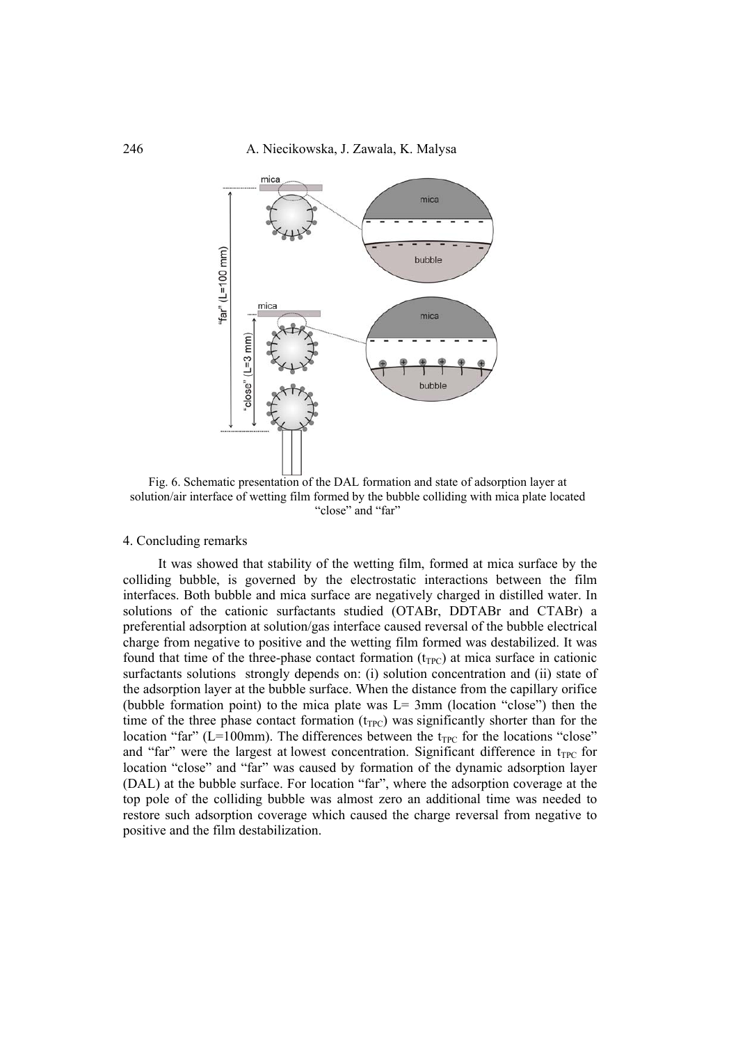Fig. 6. Schematic presentation of the DAL formation and state of adsorption layer at solution/air interface of wetting film formed by the bubble colliding with mica plate located "close" and "far"

## 4. Concluding remarks

It was showed that stability of the wetting film, formed at mica surface by the colliding bubble, is governed by the electrostatic interactions between the film interfaces. Both bubble and mica surface are negatively charged in distilled water. In solutions of the cationic surfactants studied (OTABr, DDTABr and CTABr) a preferential adsorption at solution/gas interface caused reversal of the bubble electrical charge from negative to positive and the wetting film formed was destabilized. It was found that time of the three-phase contact formation ($t_{TPC}$) at mica surface in cationic surfactants solutions strongly depends on: (i) solution concentration and (ii) state of the adsorption layer at the bubble surface. When the distance from the capillary orifice (bubble formation point) to the mica plate was L= 3mm (location "close") then the time of the three phase contact formation ($t_{TPC}$) was significantly shorter than for the location "far" (L=100mm). The differences between the $t_{TPC}$ for the locations "close" and "far" were the largest at lowest concentration. Significant difference in $t_{TPC}$ for location "close" and "far" was caused by formation of the dynamic adsorption layer (DAL) at the bubble surface. For location "far", where the adsorption coverage at the top pole of the colliding bubble was almost zero an additional time was needed to restore such adsorption coverage which caused the charge reversal from negative to positive and the film destabilization.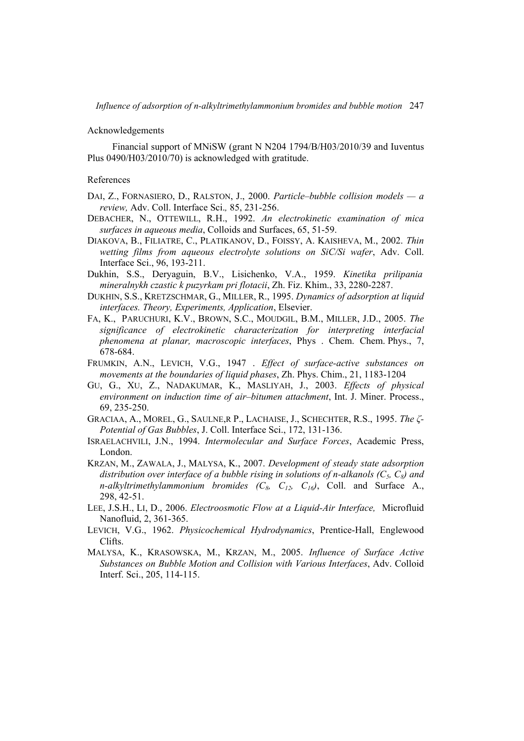Acknowledgements

Financial support of MNiSW (grant N N204 1794/B/H03/2010/39 and Iuventus Plus 0490/H03/2010/70) is acknowledged with gratitude.

References

DAI, Z., FORNASIERO, D., RALSTON, J., 2000. *Particle–bubble collision models — a review,* Adv. Coll. Interface Sci*.,* 85, 231-256.

DEBACHER, N., OTTEWILL, R.H., 1992. *An electrokinetic examination of mica surfaces in aqueous media*, Colloids and Surfaces, 65, 51-59.

DIAKOVA, B., FILIATRE, C., PLATIKANOV, D., FOISSY, A. KAISHEVA, M., 2002. *Thin wetting films from aqueous electrolyte solutions on SiC/Si wafer*, Adv. Coll. Interface Sci., 96, 193-211.

Dukhin, S.S., Deryaguin, B.V., Lisichenko, V.A., 1959. *Kinetika prilipania mineralnykh czastic k puzyrkam pri flotacii*, Zh. Fiz. Khim., 33, 2280-2287.

DUKHIN, S.S., KRETZSCHMAR, G., MILLER, R., 1995. *Dynamics of adsorption at liquid interfaces. Theory, Experiments, Application*, Elsevier.

FA, K., PARUCHURI, K.V., BROWN, S.C., MOUDGIL, B.M., MILLER, J.D., 2005. *The significance of electrokinetic characterization for interpreting interfacial phenomena at planar, macroscopic interfaces*, Phys . Chem. Chem. Phys., 7, 678-684.

FRUMKIN, A.N., LEVICH, V.G., 1947 . *Effect of surface-active substances on movements at the boundaries of liquid phases*, Zh. Phys. Chim., 21, 1183-1204

GU, G., XU, Z., NADAKUMAR, K., MASLIYAH, J., 2003. *Effects of physical environment on induction time of air–bitumen attachment*, Int. J. Miner. Process., 69, 235-250.

GRACIAA, A., MOREL, G., SAULNE,R P., LACHAISE, J., SCHECHTER, R.S., 1995. *The ζ-Potential of Gas Bubbles*, J. Coll. Interface Sci., 172, 131-136.

ISRAELACHVILI, J.N., 1994. *Intermolecular and Surface Forces*, Academic Press, London.

KRZAN, M., ZAWALA, J., MALYSA, K., 2007. *Development of steady state adsorption distribution over interface of a bubble rising in solutions of n-alkanols ($C_5$, $C_8$) and n-alkyltrimethylammonium bromides ($C_8$, $C_{12}$, $C_{16}$)*, Coll. and Surface A., 298, 42-51.

LEE, J.S.H., LI, D., 2006. *Electroosmotic Flow at a Liquid-Air Interface,* Microfluid Nanofluid, 2, 361-365.

LEVICH, V.G., 1962. *Physicochemical Hydrodynamics*, Prentice-Hall, Englewood Clifts.

MALYSA, K., KRASOWSKA, M., KRZAN, M., 2005. *Influence of Surface Active Substances on Bubble Motion and Collision with Various Interfaces*, Adv. Colloid Interf. Sci., 205, 114-115.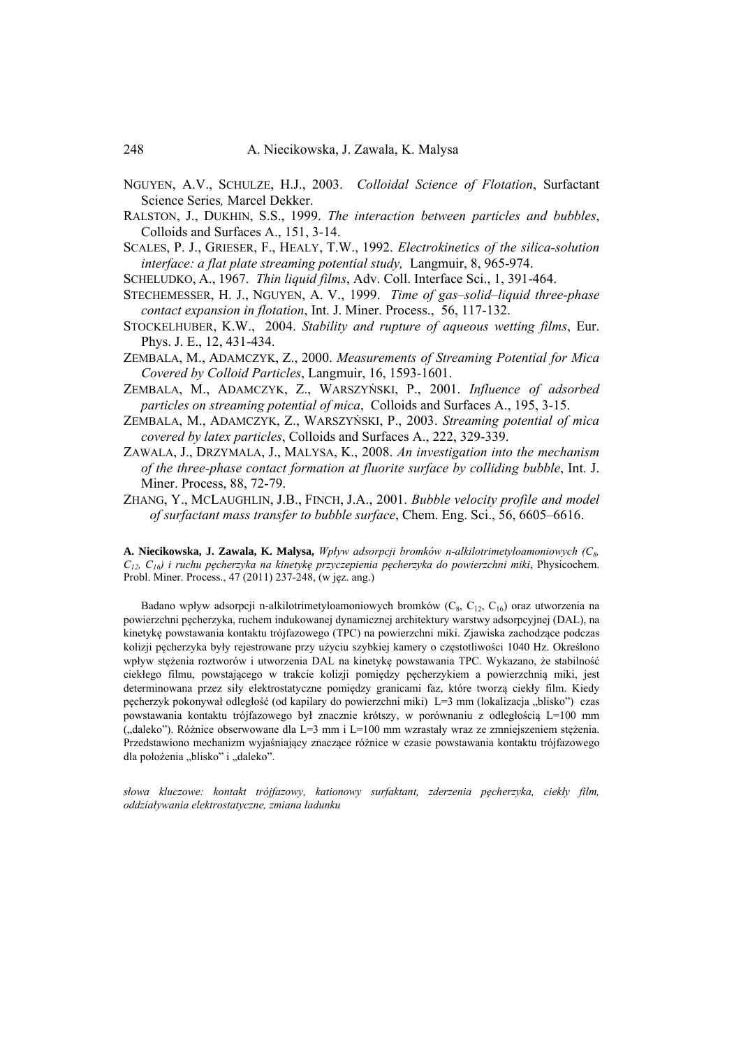NGUYEN, A.V., SCHULZE, H.J., 2003. *Colloidal Science of Flotation*, Surfactant Science Series, Marcel Dekker.

RALSTON, J., DUKHIN, S.S., 1999. *The interaction between particles and bubbles*, Colloids and Surfaces A., 151, 3-14.

SCALES, P. J., GRIESER, F., HEALY, T.W., 1992. *Electrokinetics of the silica-solution interface: a flat plate streaming potential study,* Langmuir, 8, 965-974.

SCHELUDKO, A., 1967. *Thin liquid films*, Adv. Coll. Interface Sci., 1, 391-464.

STECHEMESSER, H. J., NGUYEN, A. V., 1999. *Time of gas–solid–liquid three-phase contact expansion in flotation*, Int. J. Miner. Process., 56, 117-132.

STOCKELHUBER, K.W., 2004. *Stability and rupture of aqueous wetting films*, Eur. Phys. J. E., 12, 431-434.

ZEMBALA, M., ADAMCZYK, Z., 2000. *Measurements of Streaming Potential for Mica Covered by Colloid Particles*, Langmuir, 16, 1593-1601.

ZEMBALA, M., ADAMCZYK, Z., WARSZYŃSKI, P., 2001. *Influence of adsorbed particles on streaming potential of mica*, Colloids and Surfaces A., 195, 3-15.

ZEMBALA, M., ADAMCZYK, Z., WARSZYŃSKI, P., 2003. *Streaming potential of mica covered by latex particles*, Colloids and Surfaces A., 222, 329-339.

ZAWALA, J., DRZYMALA, J., MALYSA, K., 2008. *An investigation into the mechanism of the three-phase contact formation at fluorite surface by colliding bubble*, Int. J. Miner. Process, 88, 72-79.

ZHANG, Y., MCLAUGHLIN, J.B., FINCH, J.A., 2001. *Bubble velocity profile and model of surfactant mass transfer to bubble surface*, Chem. Eng. Sci., 56, 6605–6616.

**A. Niecikowska, J. Zawala, K. Malysa,** *Wpływ adsorpcji bromków n-alkilotrimetyloamoniowych ($C_8$, $C_{12}$, $C_{16}$) i ruchu pęcherzyka na kinetykę przyczepienia pęcherzyka do powierzchni miki*, Physicochem. Probl. Miner. Process., 47 (2011) 237-248, (w jęz. ang.)

Badano wpływ adsorpcji n-alkilotrimetyloamoniowych bromków ($C_8$, $C_{12}$, $C_{16}$) oraz utworzenia na powierzchni pęcherzyka, ruchem indukowanej dynamicznej architektury warstwy adsorpcyjnej (DAL), na kinetykę powstawania kontaktu trójfazowego (TPC) na powierzchni miki. Zjawiska zachodzące podczas kolizji pęcherzyka były rejestrowane przy użyciu szybkiej kamery o częstotliwości 1040 Hz. Określono wpływ stężenia roztworów i utworzenia DAL na kinetykę powstawania TPC. Wykazano, że stabilność ciekłego filmu, powstającego w trakcie kolizji pomiędzy pęcherzykiem a powierzchnią miki, jest determinowana przez siły elektrostatyczne pomiędzy granicami faz, które tworzą ciekły film. Kiedy pęcherzyk pokonywał odległość (od kapilary do powierzchni miki) L=3 mm (lokalizacja „blisko") czas powstawania kontaktu trójfazowego był znacznie krótszy, w porównaniu z odległością L=100 mm („daleko"). Różnice obserwowane dla L=3 mm i L=100 mm wzrastały wraz ze zmniejszeniem stężenia. Przedstawiono mechanizm wyjaśniający znaczące różnice w czasie powstawania kontaktu trójfazowego dla położenia „blisko" i „daleko".

*słowa kluczowe: kontakt trójfazowy, kationowy surfaktant, zderzenia pęcherzyka, ciekły film, oddziaływania elektrostatyczne, zmiana ładunku*